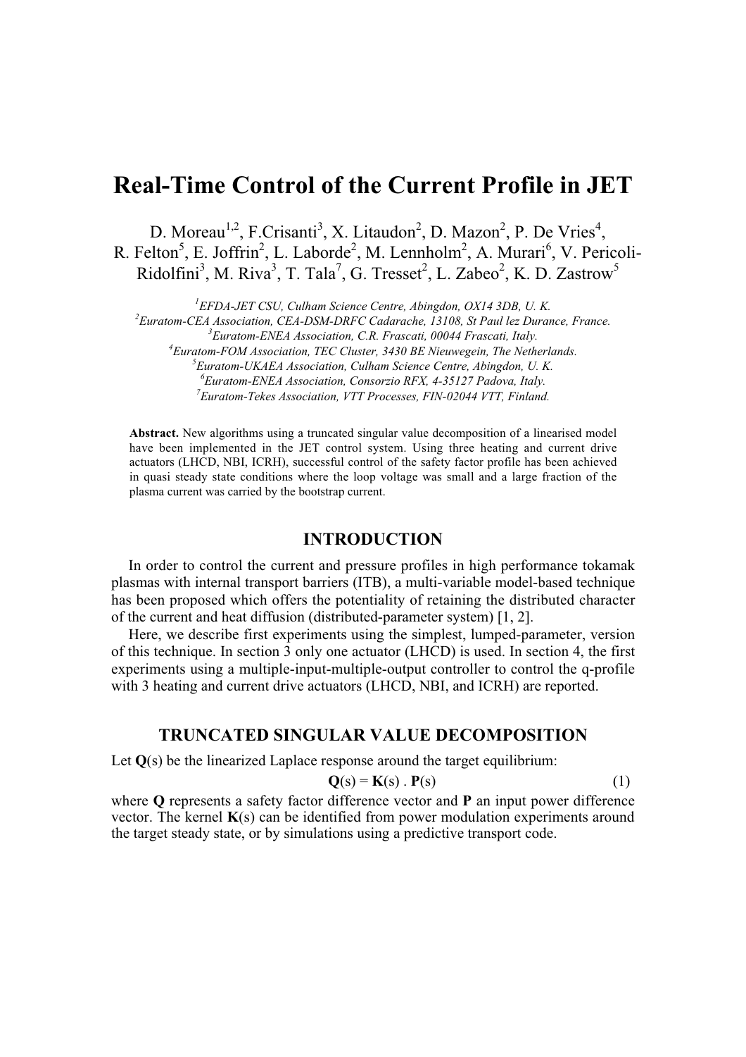# Real-Time Control of the Current Profile in JET

D. Moreau[1,2], F.Crisanti[3], X. Litaudon[2], D. Mazon[2], P. De Vries[4], R. Felton[5], E. Joffrin[2], L. Laborde[2], M. Lennholm[2], A. Murari[6], V. Pericoli-Ridolfini[3], M. Riva[3], T. Tala[7], G. Tresset[2], L. Zabeo[2], K. D. Zastrow[5]

[1]*EFDA-JET CSU, Culham Science Centre, Abingdon, OX14 3DB, U. K.*
[2]*Euratom-CEA Association, CEA-DSM-DRFC Cadarache, 13108, St Paul lez Durance, France.*
[3]*Euratom-ENEA Association, C.R. Frascati, 00044 Frascati, Italy.*
[4]*Euratom-FOM Association, TEC Cluster, 3430 BE Nieuwegein, The Netherlands.*
[5]*Euratom-UKAEA Association, Culham Science Centre, Abingdon, U. K.*
[6]*Euratom-ENEA Association, Consorzio RFX, 4-35127 Padova, Italy.*
[7]*Euratom-Tekes Association, VTT Processes, FIN-02044 VTT, Finland.*

**Abstract.** New algorithms using a truncated singular value decomposition of a linearised model have been implemented in the JET control system. Using three heating and current drive actuators (LHCD, NBI, ICRH), successful control of the safety factor profile has been achieved in quasi steady state conditions where the loop voltage was small and a large fraction of the plasma current was carried by the bootstrap current.

## INTRODUCTION

In order to control the current and pressure profiles in high performance tokamak plasmas with internal transport barriers (ITB), a multi-variable model-based technique has been proposed which offers the potentiality of retaining the distributed character of the current and heat diffusion (distributed-parameter system) [1, 2].

Here, we describe first experiments using the simplest, lumped-parameter, version of this technique. In section 3 only one actuator (LHCD) is used. In section 4, the first experiments using a multiple-input-multiple-output controller to control the q-profile with 3 heating and current drive actuators (LHCD, NBI, and ICRH) are reported.

## TRUNCATED SINGULAR VALUE DECOMPOSITION

Let **Q**(s) be the linearized Laplace response around the target equilibrium:

$$\mathbf{Q}(s) = \mathbf{K}(s)\ .\ \mathbf{P}(s) \qquad (1)$$

where **Q** represents a safety factor difference vector and **P** an input power difference vector. The kernel **K**(s) can be identified from power modulation experiments around the target steady state, or by simulations using a predictive transport code.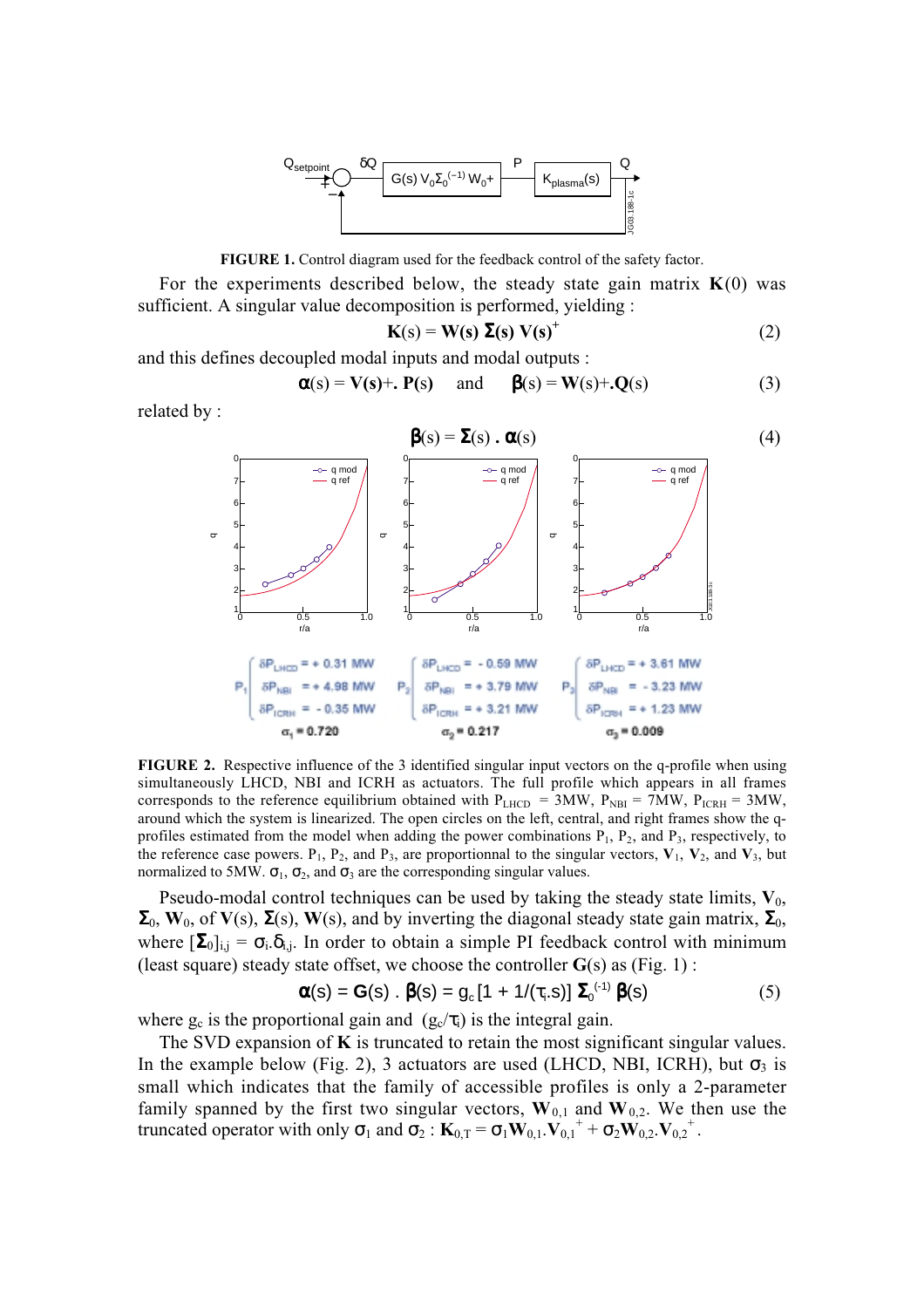FIGURE 1. Control diagram used for the feedback control of the safety factor.

For the experiments described below, the steady state gain matrix $\mathbf{K}(0)$ was sufficient. A singular value decomposition is performed, yielding :

$$\mathbf{K}(s) = \mathbf{W(s)}\ \mathbf{\Sigma(s)}\ \mathbf{V(s)}^{+} \qquad (2)$$

and this defines decoupled modal inputs and modal outputs :

$$\boldsymbol{\alpha}(s) = \mathbf{V(s)}+.\ \mathbf{P(s)} \quad \text{and} \quad \boldsymbol{\beta}(s) = \mathbf{W}(s)+.\mathbf{Q}(s) \qquad (3)$$

related by :

$$\boldsymbol{\beta}(s) = \mathbf{\Sigma}(s)\ .\ \boldsymbol{\alpha}(s) \qquad (4)$$

$P_1$: $\delta P_{LHCD} = +0.31$ MW, $\delta P_{NBI} = +4.98$ MW, $\delta P_{ICRH} = -0.35$ MW; $\sigma_1 = 0.720$

$P_2$: $\delta P_{LHCD} = -0.59$ MW, $\delta P_{NBI} = +3.79$ MW, $\delta P_{ICRH} = +3.21$ MW; $\sigma_2 = 0.217$

$P_3$: $\delta P_{LHCD} = +3.61$ MW, $\delta P_{NBI} = -3.23$ MW, $\delta P_{ICRH} = +1.23$ MW; $\sigma_3 = 0.009$

**FIGURE 2.** Respective influence of the 3 identified singular input vectors on the q-profile when using simultaneously LHCD, NBI and ICRH as actuators. The full profile which appears in all frames corresponds to the reference equilibrium obtained with $P_{LHCD} = 3$MW, $P_{NBI} = 7$MW, $P_{ICRH} = 3$MW, around which the system is linearized. The open circles on the left, central, and right frames show the q-profiles estimated from the model when adding the power combinations $P_1$, $P_2$, and $P_3$, respectively, to the reference case powers. $P_1$, $P_2$, and $P_3$, are proportionnal to the singular vectors, $\mathbf{V}_1$, $\mathbf{V}_2$, and $\mathbf{V}_3$, but normalized to 5MW. $\sigma_1$, $\sigma_2$, and $\sigma_3$ are the corresponding singular values.

Pseudo-modal control techniques can be used by taking the steady state limits, $\mathbf{V}_0$, $\mathbf{\Sigma}_0$, $\mathbf{W}_0$, of $\mathbf{V}(s)$, $\mathbf{\Sigma}(s)$, $\mathbf{W}(s)$, and by inverting the diagonal steady state gain matrix, $\mathbf{\Sigma}_0$, where $[\mathbf{\Sigma}_0]_{i,j} = \sigma_i.\delta_{i,j}$. In order to obtain a simple PI feedback control with minimum (least square) steady state offset, we choose the controller $\mathbf{G}(s)$ as (Fig. 1) :

$$\boldsymbol{\alpha}(s) = \mathbf{G}(s)\ .\ \boldsymbol{\beta}(s) = g_c\,[1 + 1/(\tau_i.s)]\ \mathbf{\Sigma}_0^{(-1)}\ \boldsymbol{\beta}(s) \qquad (5)$$

where $g_c$ is the proportional gain and $(g_c/\tau_i)$ is the integral gain.

The SVD expansion of $\mathbf{K}$ is truncated to retain the most significant singular values. In the example below (Fig. 2), 3 actuators are used (LHCD, NBI, ICRH), but $\sigma_3$ is small which indicates that the family of accessible profiles is only a 2-parameter family spanned by the first two singular vectors, $\mathbf{W}_{0,1}$ and $\mathbf{W}_{0,2}$. We then use the truncated operator with only $\sigma_1$ and $\sigma_2$ : $\mathbf{K}_{0,T} = \sigma_1\mathbf{W}_{0,1}.\mathbf{V}_{0,1}^{+} + \sigma_2\mathbf{W}_{0,2}.\mathbf{V}_{0,2}^{+}$ .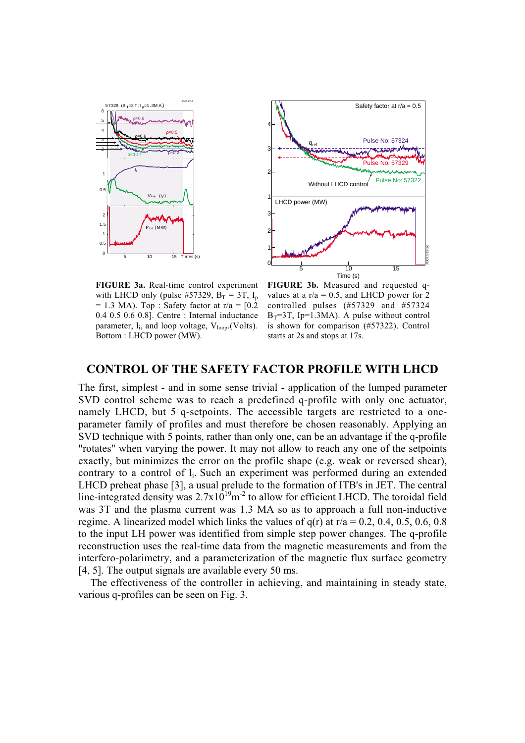**FIGURE 3a.** Real-time control experiment with LHCD only (pulse #57329, $B_T$ = 3T, $I_p$ = 1.3 MA). Top : Safety factor at r/a = [0.2 0.4 0.5 0.6 0.8]. Centre : Internal inductance parameter, $l_i$, and loop voltage, $V_{loop}$.(Volts). Bottom : LHCD power (MW).

**FIGURE 3b.** Measured and requested q-values at a r/a = 0.5, and LHCD power for 2 controlled pulses (#57329 and #57324 $B_T$=3T, Ip=1.3MA). A pulse without control is shown for comparison (#57322). Control starts at 2s and stops at 17s.

## CONTROL OF THE SAFETY FACTOR PROFILE WITH LHCD

The first, simplest - and in some sense trivial - application of the lumped parameter SVD control scheme was to reach a predefined q-profile with only one actuator, namely LHCD, but 5 q-setpoints. The accessible targets are restricted to a one-parameter family of profiles and must therefore be chosen reasonably. Applying an SVD technique with 5 points, rather than only one, can be an advantage if the q-profile "rotates" when varying the power. It may not allow to reach any one of the setpoints exactly, but minimizes the error on the profile shape (e.g. weak or reversed shear), contrary to a control of $l_i$. Such an experiment was performed during an extended LHCD preheat phase [3], a usual prelude to the formation of ITB's in JET. The central line-integrated density was $2.7 \times 10^{19} m^{-2}$ to allow for efficient LHCD. The toroidal field was 3T and the plasma current was 1.3 MA so as to approach a full non-inductive regime. A linearized model which links the values of q(r) at r/a = 0.2, 0.4, 0.5, 0.6, 0.8 to the input LH power was identified from simple step power changes. The q-profile reconstruction uses the real-time data from the magnetic measurements and from the interfero-polarimetry, and a parameterization of the magnetic flux surface geometry [4, 5]. The output signals are available every 50 ms.

The effectiveness of the controller in achieving, and maintaining in steady state, various q-profiles can be seen on Fig. 3.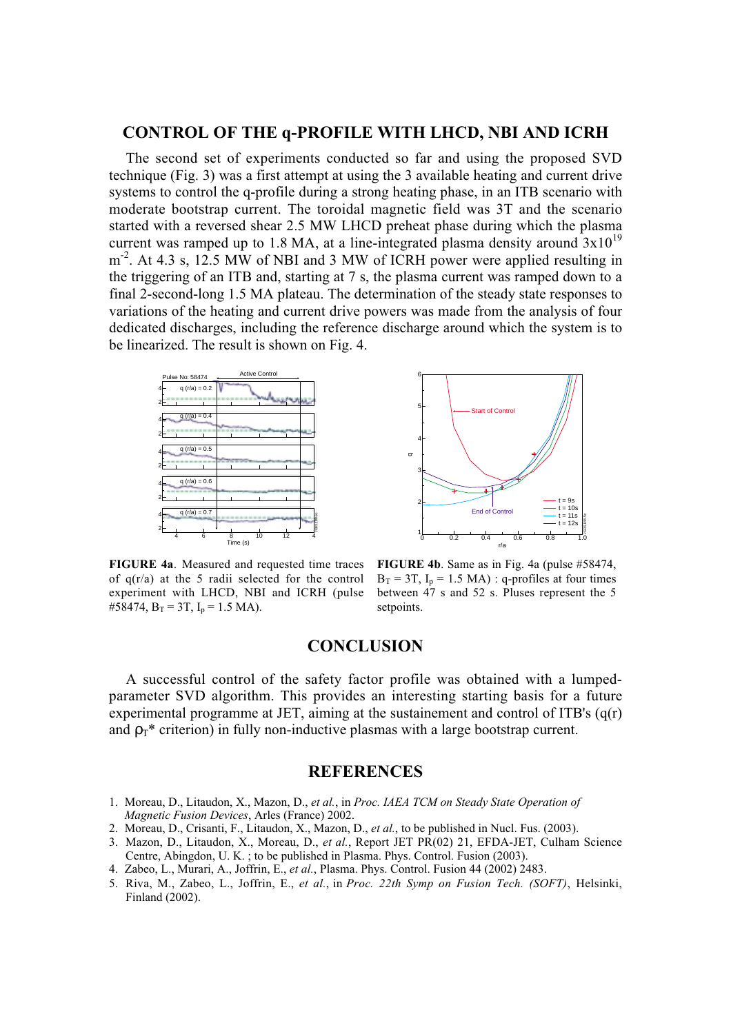## CONTROL OF THE q-PROFILE WITH LHCD, NBI AND ICRH

The second set of experiments conducted so far and using the proposed SVD technique (Fig. 3) was a first attempt at using the 3 available heating and current drive systems to control the q-profile during a strong heating phase, in an ITB scenario with moderate bootstrap current. The toroidal magnetic field was 3T and the scenario started with a reversed shear 2.5 MW LHCD preheat phase during which the plasma current was ramped up to 1.8 MA, at a line-integrated plasma density around $3\times10^{19}$ $m^{-2}$. At 4.3 s, 12.5 MW of NBI and 3 MW of ICRH power were applied resulting in the triggering of an ITB and, starting at 7 s, the plasma current was ramped down to a final 2-second-long 1.5 MA plateau. The determination of the steady state responses to variations of the heating and current drive powers was made from the analysis of four dedicated discharges, including the reference discharge around which the system is to be linearized. The result is shown on Fig. 4.

Pulse No: 58474
Active Control
q (r/a) = 0.2
q (r/a) = 0.4
q (r/a) = 0.5
q (r/a) = 0.6
q (r/a) = 0.7
Time (s)

**FIGURE 4a**. Measured and requested time traces of q(r/a) at the 5 radii selected for the control experiment with LHCD, NBI and ICRH (pulse #58474, $B_T$ = 3T, $I_p$ = 1.5 MA).

Start of Control
End of Control
t = 9s
t = 10s
t = 11s
t = 12s
q
r/a

**FIGURE 4b**. Same as in Fig. 4a (pulse #58474, $B_T$ = 3T, $I_p$ = 1.5 MA) : q-profiles at four times between 47 s and 52 s. Pluses represent the 5 setpoints.

## CONCLUSION

A successful control of the safety factor profile was obtained with a lumped-parameter SVD algorithm. This provides an interesting starting basis for a future experimental programme at JET, aiming at the sustainement and control of ITB's (q(r) and $\rho_T$* criterion) in fully non-inductive plasmas with a large bootstrap current.

## REFERENCES

1. Moreau, D., Litaudon, X., Mazon, D., *et al.*, in *Proc. IAEA TCM on Steady State Operation of Magnetic Fusion Devices*, Arles (France) 2002.
2. Moreau, D., Crisanti, F., Litaudon, X., Mazon, D., *et al.*, to be published in Nucl. Fus. (2003).
3. Mazon, D., Litaudon, X., Moreau, D., *et al.*, Report JET PR(02) 21, EFDA-JET, Culham Science Centre, Abingdon, U. K. ; to be published in Plasma. Phys. Control. Fusion (2003).
4. Zabeo, L., Murari, A., Joffrin, E., *et al.*, Plasma. Phys. Control. Fusion 44 (2002) 2483.
5. Riva, M., Zabeo, L., Joffrin, E., *et al.*, in *Proc. 22th Symp on Fusion Tech. (SOFT)*, Helsinki, Finland (2002).